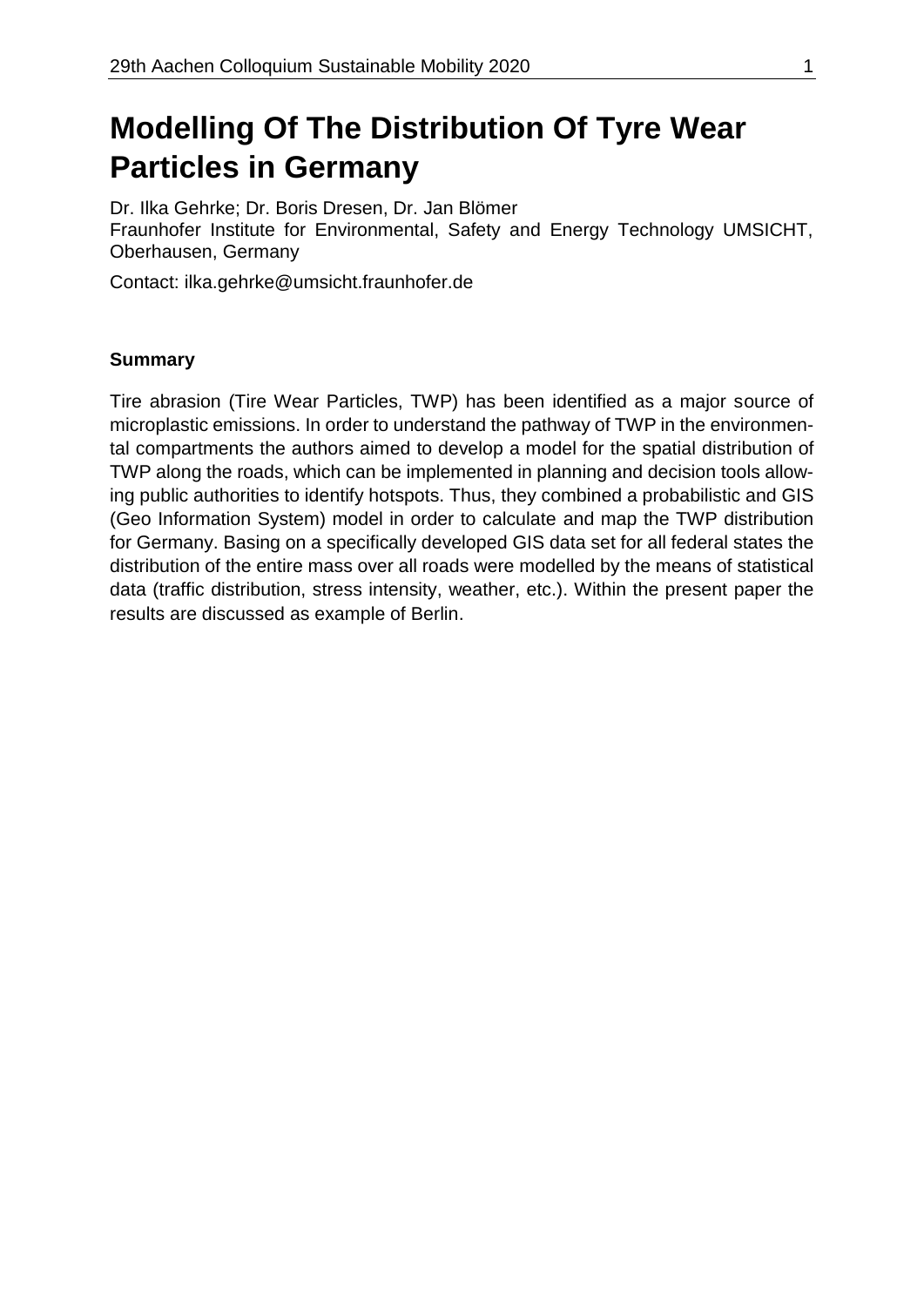# Modelling Of The Distribution Of Tyre Wear Particles in Germany

Dr. Ilka Gehrke; Dr. Boris Dresen, Dr. Jan Blömer
Fraunhofer Institute for Environmental, Safety and Energy Technology UMSICHT, Oberhausen, Germany

Contact: ilka.gehrke@umsicht.fraunhofer.de

### Summary

Tire abrasion (Tire Wear Particles, TWP) has been identified as a major source of microplastic emissions. In order to understand the pathway of TWP in the environmental compartments the authors aimed to develop a model for the spatial distribution of TWP along the roads, which can be implemented in planning and decision tools allowing public authorities to identify hotspots. Thus, they combined a probabilistic and GIS (Geo Information System) model in order to calculate and map the TWP distribution for Germany. Basing on a specifically developed GIS data set for all federal states the distribution of the entire mass over all roads were modelled by the means of statistical data (traffic distribution, stress intensity, weather, etc.). Within the present paper the results are discussed as example of Berlin.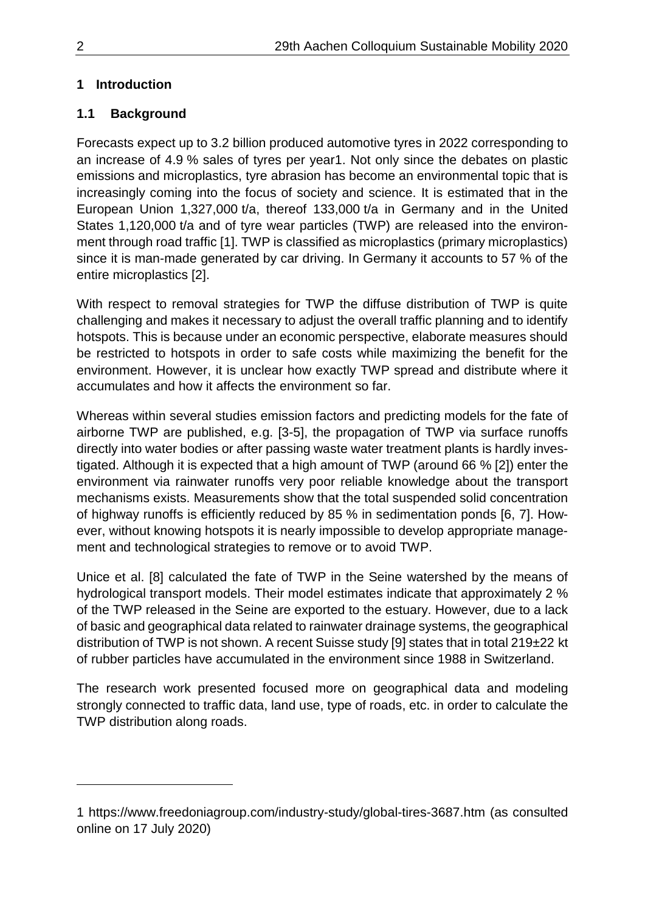# 1 Introduction

## 1.1 Background

Forecasts expect up to 3.2 billion produced automotive tyres in 2022 corresponding to an increase of 4.9 % sales of tyres per year1. Not only since the debates on plastic emissions and microplastics, tyre abrasion has become an environmental topic that is increasingly coming into the focus of society and science. It is estimated that in the European Union 1,327,000 t/a, thereof 133,000 t/a in Germany and in the United States 1,120,000 t/a and of tyre wear particles (TWP) are released into the environment through road traffic [1]. TWP is classified as microplastics (primary microplastics) since it is man-made generated by car driving. In Germany it accounts to 57 % of the entire microplastics [2].

With respect to removal strategies for TWP the diffuse distribution of TWP is quite challenging and makes it necessary to adjust the overall traffic planning and to identify hotspots. This is because under an economic perspective, elaborate measures should be restricted to hotspots in order to safe costs while maximizing the benefit for the environment. However, it is unclear how exactly TWP spread and distribute where it accumulates and how it affects the environment so far.

Whereas within several studies emission factors and predicting models for the fate of airborne TWP are published, e.g. [3-5], the propagation of TWP via surface runoffs directly into water bodies or after passing waste water treatment plants is hardly investigated. Although it is expected that a high amount of TWP (around 66 % [2]) enter the environment via rainwater runoffs very poor reliable knowledge about the transport mechanisms exists. Measurements show that the total suspended solid concentration of highway runoffs is efficiently reduced by 85 % in sedimentation ponds [6, 7]. However, without knowing hotspots it is nearly impossible to develop appropriate management and technological strategies to remove or to avoid TWP.

Unice et al. [8] calculated the fate of TWP in the Seine watershed by the means of hydrological transport models. Their model estimates indicate that approximately 2 % of the TWP released in the Seine are exported to the estuary. However, due to a lack of basic and geographical data related to rainwater drainage systems, the geographical distribution of TWP is not shown. A recent Suisse study [9] states that in total 219±22 kt of rubber particles have accumulated in the environment since 1988 in Switzerland.

The research work presented focused more on geographical data and modeling strongly connected to traffic data, land use, type of roads, etc. in order to calculate the TWP distribution along roads.

---

1 https://www.freedoniagroup.com/industry-study/global-tires-3687.htm (as consulted online on 17 July 2020)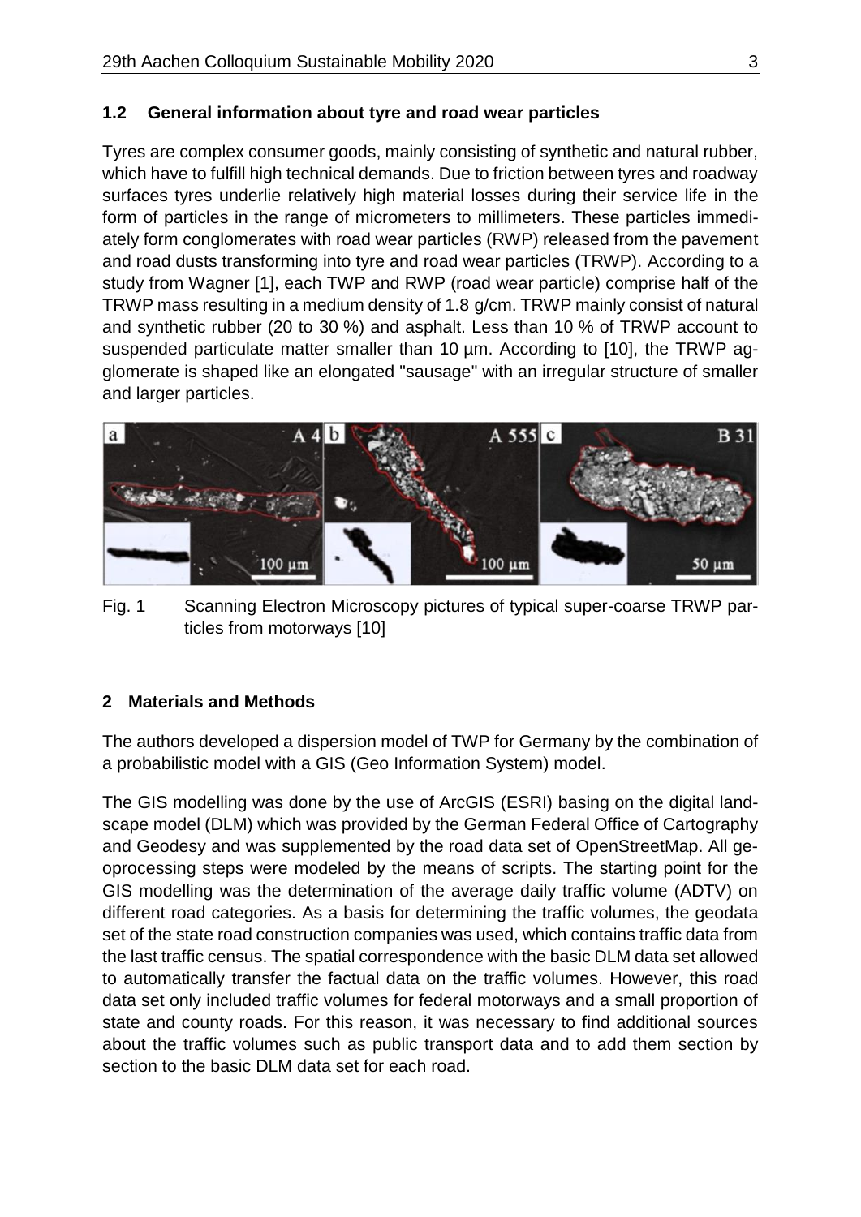### 1.2 General information about tyre and road wear particles

Tyres are complex consumer goods, mainly consisting of synthetic and natural rubber, which have to fulfill high technical demands. Due to friction between tyres and roadway surfaces tyres underlie relatively high material losses during their service life in the form of particles in the range of micrometers to millimeters. These particles immediately form conglomerates with road wear particles (RWP) released from the pavement and road dusts transforming into tyre and road wear particles (TRWP). According to a study from Wagner [1], each TWP and RWP (road wear particle) comprise half of the TRWP mass resulting in a medium density of 1.8 g/cm. TRWP mainly consist of natural and synthetic rubber (20 to 30 %) and asphalt. Less than 10 % of TRWP account to suspended particulate matter smaller than 10 µm. According to [10], the TRWP agglomerate is shaped like an elongated "sausage" with an irregular structure of smaller and larger particles.

Fig. 1 Scanning Electron Microscopy pictures of typical super-coarse TRWP particles from motorways [10]

## 2 Materials and Methods

The authors developed a dispersion model of TWP for Germany by the combination of a probabilistic model with a GIS (Geo Information System) model.

The GIS modelling was done by the use of ArcGIS (ESRI) basing on the digital landscape model (DLM) which was provided by the German Federal Office of Cartography and Geodesy and was supplemented by the road data set of OpenStreetMap. All geoprocessing steps were modeled by the means of scripts. The starting point for the GIS modelling was the determination of the average daily traffic volume (ADTV) on different road categories. As a basis for determining the traffic volumes, the geodata set of the state road construction companies was used, which contains traffic data from the last traffic census. The spatial correspondence with the basic DLM data set allowed to automatically transfer the factual data on the traffic volumes. However, this road data set only included traffic volumes for federal motorways and a small proportion of state and county roads. For this reason, it was necessary to find additional sources about the traffic volumes such as public transport data and to add them section by section to the basic DLM data set for each road.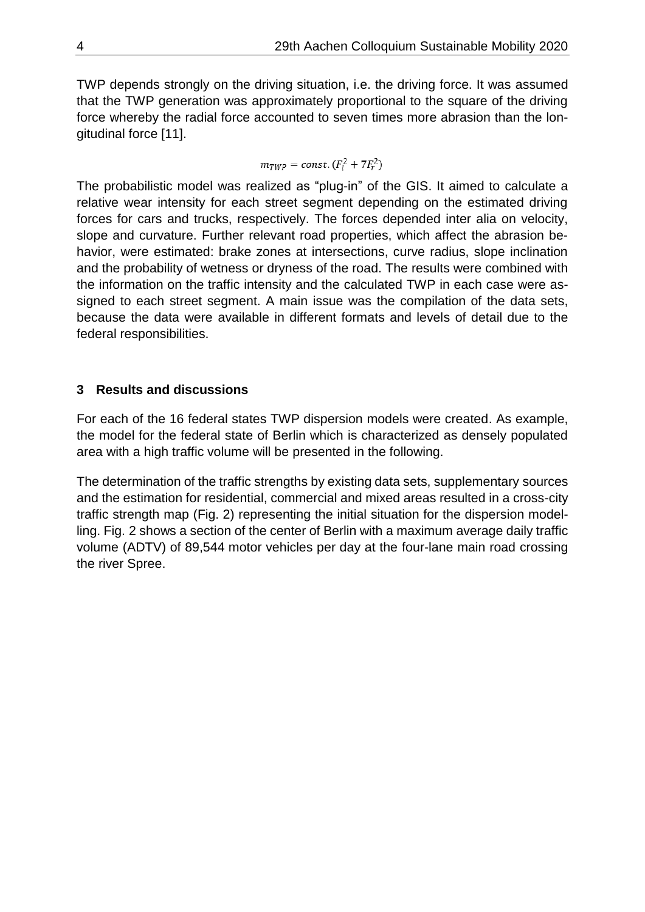TWP depends strongly on the driving situation, i.e. the driving force. It was assumed that the TWP generation was approximately proportional to the square of the driving force whereby the radial force accounted to seven times more abrasion than the longitudinal force [11].

$$m_{TWP} = const.\,(F_l^2 + 7F_r^2)$$

The probabilistic model was realized as "plug-in" of the GIS. It aimed to calculate a relative wear intensity for each street segment depending on the estimated driving forces for cars and trucks, respectively. The forces depended inter alia on velocity, slope and curvature. Further relevant road properties, which affect the abrasion behavior, were estimated: brake zones at intersections, curve radius, slope inclination and the probability of wetness or dryness of the road. The results were combined with the information on the traffic intensity and the calculated TWP in each case were assigned to each street segment. A main issue was the compilation of the data sets, because the data were available in different formats and levels of detail due to the federal responsibilities.

## 3 Results and discussions

For each of the 16 federal states TWP dispersion models were created. As example, the model for the federal state of Berlin which is characterized as densely populated area with a high traffic volume will be presented in the following.

The determination of the traffic strengths by existing data sets, supplementary sources and the estimation for residential, commercial and mixed areas resulted in a cross-city traffic strength map (Fig. 2) representing the initial situation for the dispersion modelling. Fig. 2 shows a section of the center of Berlin with a maximum average daily traffic volume (ADTV) of 89,544 motor vehicles per day at the four-lane main road crossing the river Spree.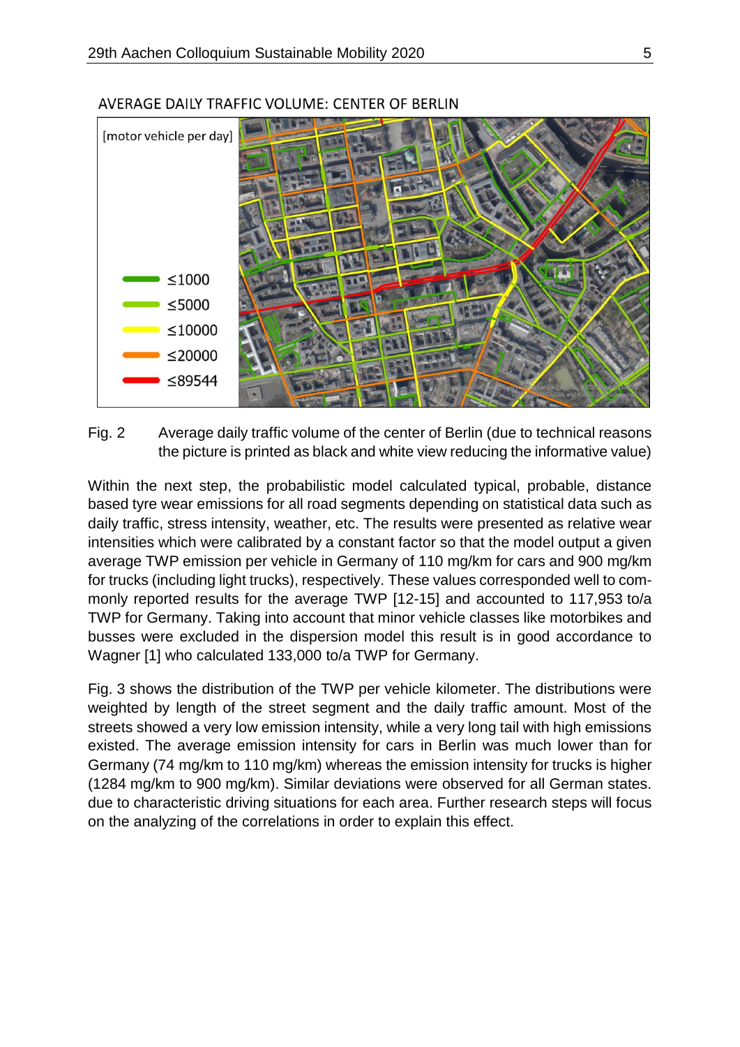AVERAGE DAILY TRAFFIC VOLUME: CENTER OF BERLIN

[motor vehicle per day]

- ≤1000
- ≤5000
- ≤10000
- ≤20000
- ≤89544

Fig. 2 Average daily traffic volume of the center of Berlin (due to technical reasons the picture is printed as black and white view reducing the informative value)

Within the next step, the probabilistic model calculated typical, probable, distance based tyre wear emissions for all road segments depending on statistical data such as daily traffic, stress intensity, weather, etc. The results were presented as relative wear intensities which were calibrated by a constant factor so that the model output a given average TWP emission per vehicle in Germany of 110 mg/km for cars and 900 mg/km for trucks (including light trucks), respectively. These values corresponded well to commonly reported results for the average TWP [12-15] and accounted to 117,953 to/a TWP for Germany. Taking into account that minor vehicle classes like motorbikes and busses were excluded in the dispersion model this result is in good accordance to Wagner [1] who calculated 133,000 to/a TWP for Germany.

Fig. 3 shows the distribution of the TWP per vehicle kilometer. The distributions were weighted by length of the street segment and the daily traffic amount. Most of the streets showed a very low emission intensity, while a very long tail with high emissions existed. The average emission intensity for cars in Berlin was much lower than for Germany (74 mg/km to 110 mg/km) whereas the emission intensity for trucks is higher (1284 mg/km to 900 mg/km). Similar deviations were observed for all German states. due to characteristic driving situations for each area. Further research steps will focus on the analyzing of the correlations in order to explain this effect.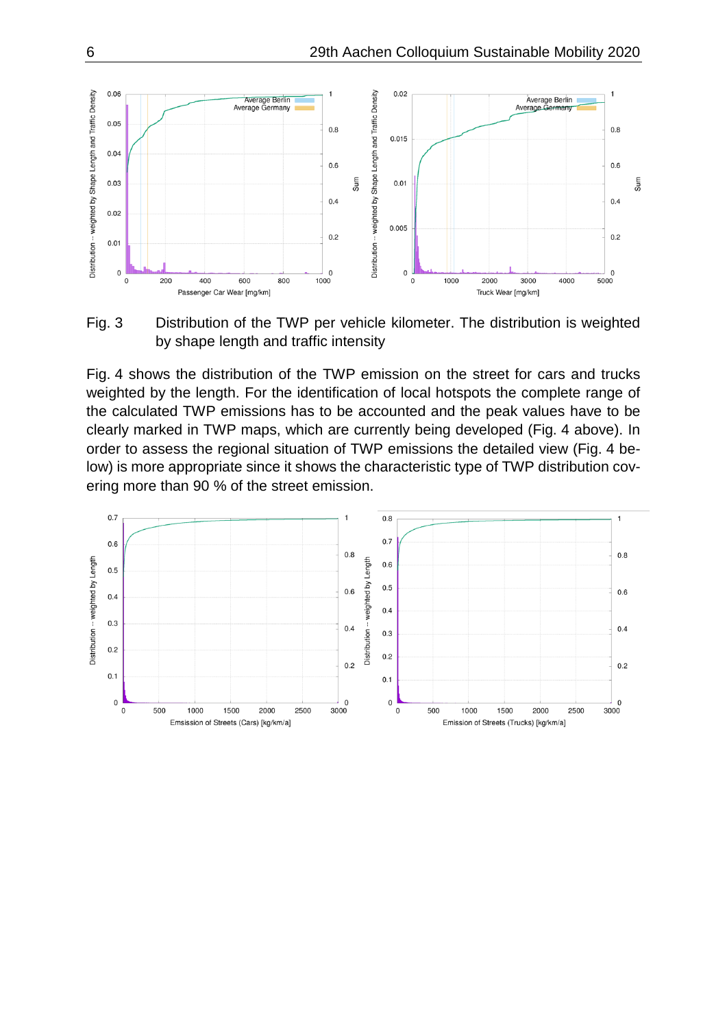Fig. 3 Distribution of the TWP per vehicle kilometer. The distribution is weighted by shape length and traffic intensity

Fig. 4 shows the distribution of the TWP emission on the street for cars and trucks weighted by the length. For the identification of local hotspots the complete range of the calculated TWP emissions has to be accounted and the peak values have to be clearly marked in TWP maps, which are currently being developed (Fig. 4 above). In order to assess the regional situation of TWP emissions the detailed view (Fig. 4 below) is more appropriate since it shows the characteristic type of TWP distribution covering more than 90 % of the street emission.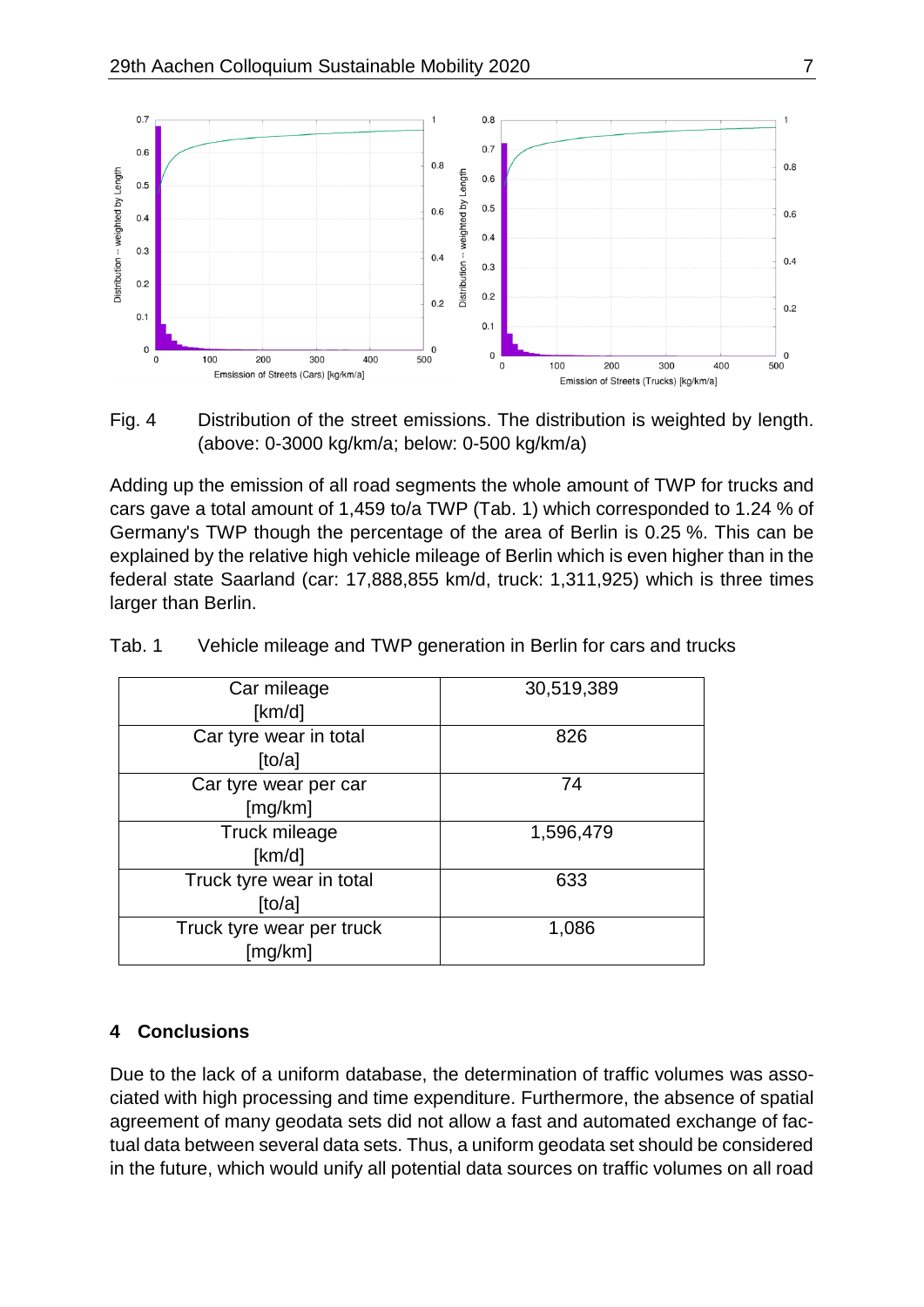Fig. 4 Distribution of the street emissions. The distribution is weighted by length. (above: 0-3000 kg/km/a; below: 0-500 kg/km/a)

Adding up the emission of all road segments the whole amount of TWP for trucks and cars gave a total amount of 1,459 to/a TWP (Tab. 1) which corresponded to 1.24 % of Germany's TWP though the percentage of the area of Berlin is 0.25 %. This can be explained by the relative high vehicle mileage of Berlin which is even higher than in the federal state Saarland (car: 17,888,855 km/d, truck: 1,311,925) which is three times larger than Berlin.

Tab. 1 Vehicle mileage and TWP generation in Berlin for cars and trucks

| | |
|---|---|
| Car mileage [km/d] | 30,519,389 |
| Car tyre wear in total [to/a] | 826 |
| Car tyre wear per car [mg/km] | 74 |
| Truck mileage [km/d] | 1,596,479 |
| Truck tyre wear in total [to/a] | 633 |
| Truck tyre wear per truck [mg/km] | 1,086 |

## 4 Conclusions

Due to the lack of a uniform database, the determination of traffic volumes was associated with high processing and time expenditure. Furthermore, the absence of spatial agreement of many geodata sets did not allow a fast and automated exchange of factual data between several data sets. Thus, a uniform geodata set should be considered in the future, which would unify all potential data sources on traffic volumes on all road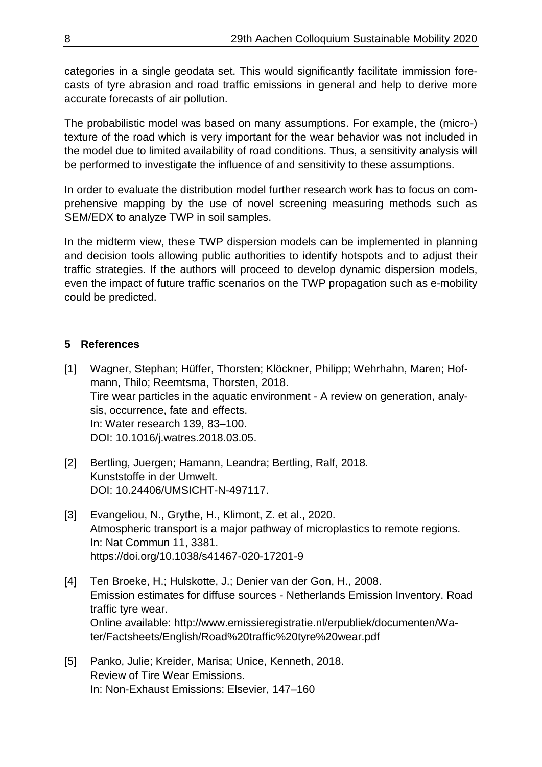categories in a single geodata set. This would significantly facilitate immission forecasts of tyre abrasion and road traffic emissions in general and help to derive more accurate forecasts of air pollution.

The probabilistic model was based on many assumptions. For example, the (micro-) texture of the road which is very important for the wear behavior was not included in the model due to limited availability of road conditions. Thus, a sensitivity analysis will be performed to investigate the influence of and sensitivity to these assumptions.

In order to evaluate the distribution model further research work has to focus on comprehensive mapping by the use of novel screening measuring methods such as SEM/EDX to analyze TWP in soil samples.

In the midterm view, these TWP dispersion models can be implemented in planning and decision tools allowing public authorities to identify hotspots and to adjust their traffic strategies. If the authors will proceed to develop dynamic dispersion models, even the impact of future traffic scenarios on the TWP propagation such as e-mobility could be predicted.

## 5 References

[1] Wagner, Stephan; Hüffer, Thorsten; Klöckner, Philipp; Wehrhahn, Maren; Hofmann, Thilo; Reemtsma, Thorsten, 2018.
Tire wear particles in the aquatic environment - A review on generation, analysis, occurrence, fate and effects.
In: Water research 139, 83–100.
DOI: 10.1016/j.watres.2018.03.05.

[2] Bertling, Juergen; Hamann, Leandra; Bertling, Ralf, 2018.
Kunststoffe in der Umwelt.
DOI: 10.24406/UMSICHT-N-497117.

[3] Evangeliou, N., Grythe, H., Klimont, Z. et al., 2020.
Atmospheric transport is a major pathway of microplastics to remote regions.
In: Nat Commun 11, 3381.
https://doi.org/10.1038/s41467-020-17201-9

[4] Ten Broeke, H.; Hulskotte, J.; Denier van der Gon, H., 2008.
Emission estimates for diffuse sources - Netherlands Emission Inventory. Road traffic tyre wear.
Online available: http://www.emissieregistratie.nl/erpubliek/documenten/Water/Factsheets/English/Road%20traffic%20tyre%20wear.pdf

[5] Panko, Julie; Kreider, Marisa; Unice, Kenneth, 2018.
Review of Tire Wear Emissions.
In: Non-Exhaust Emissions: Elsevier, 147–160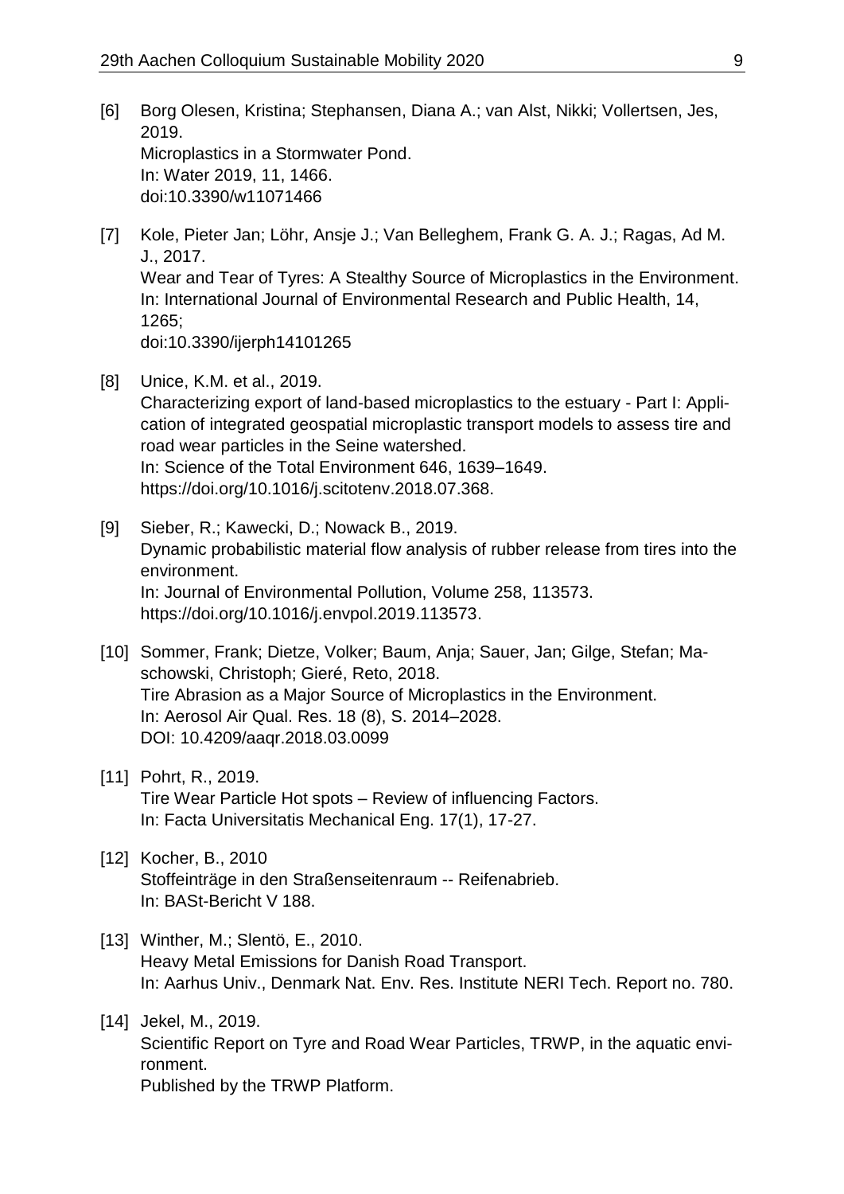[6] Borg Olesen, Kristina; Stephansen, Diana A.; van Alst, Nikki; Vollertsen, Jes, 2019.
Microplastics in a Stormwater Pond.
In: Water 2019, 11, 1466.
doi:10.3390/w11071466

[7] Kole, Pieter Jan; Löhr, Ansje J.; Van Belleghem, Frank G. A. J.; Ragas, Ad M. J., 2017.
Wear and Tear of Tyres: A Stealthy Source of Microplastics in the Environment.
In: International Journal of Environmental Research and Public Health, 14, 1265;
doi:10.3390/ijerph14101265

[8] Unice, K.M. et al., 2019.
Characterizing export of land-based microplastics to the estuary - Part I: Application of integrated geospatial microplastic transport models to assess tire and road wear particles in the Seine watershed.
In: Science of the Total Environment 646, 1639–1649.
https://doi.org/10.1016/j.scitotenv.2018.07.368.

[9] Sieber, R.; Kawecki, D.; Nowack B., 2019.
Dynamic probabilistic material flow analysis of rubber release from tires into the environment.
In: Journal of Environmental Pollution, Volume 258, 113573.
https://doi.org/10.1016/j.envpol.2019.113573.

[10] Sommer, Frank; Dietze, Volker; Baum, Anja; Sauer, Jan; Gilge, Stefan; Maschowski, Christoph; Gieré, Reto, 2018.
Tire Abrasion as a Major Source of Microplastics in the Environment.
In: Aerosol Air Qual. Res. 18 (8), S. 2014–2028.
DOI: 10.4209/aaqr.2018.03.0099

[11] Pohrt, R., 2019.
Tire Wear Particle Hot spots – Review of influencing Factors.
In: Facta Universitatis Mechanical Eng. 17(1), 17-27.

[12] Kocher, B., 2010
Stoffeinträge in den Straßenseitenraum -- Reifenabrieb.
In: BASt-Bericht V 188.

[13] Winther, M.; Slentö, E., 2010.
Heavy Metal Emissions for Danish Road Transport.
In: Aarhus Univ., Denmark Nat. Env. Res. Institute NERI Tech. Report no. 780.

[14] Jekel, M., 2019.
Scientific Report on Tyre and Road Wear Particles, TRWP, in the aquatic environment.
Published by the TRWP Platform.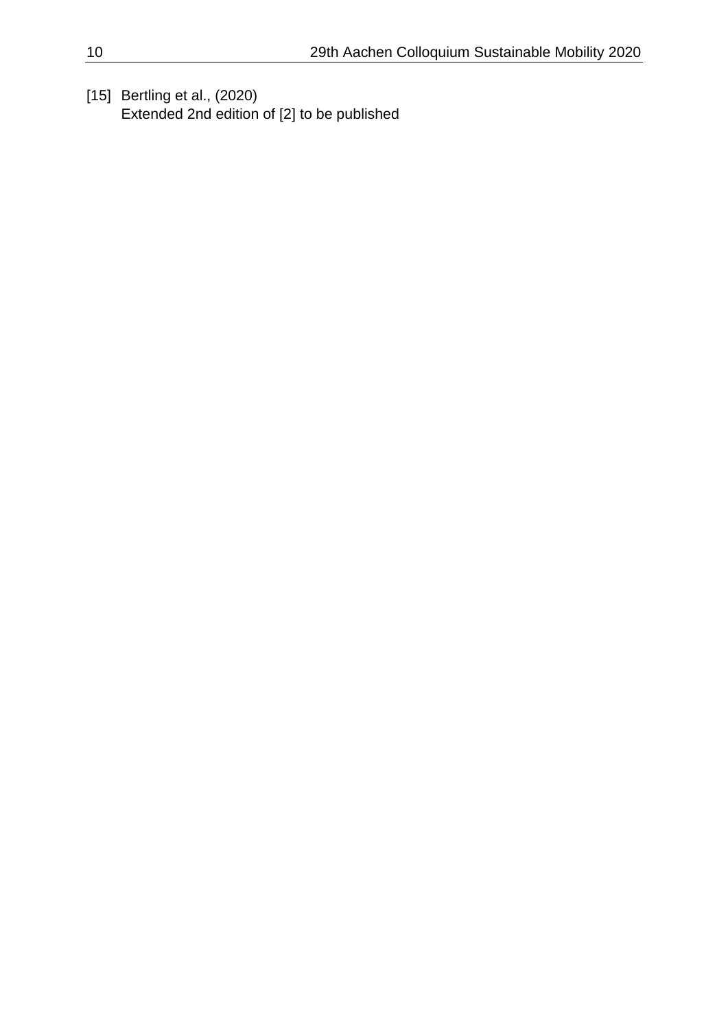[15] Bertling et al., (2020)
Extended 2nd edition of [2] to be published